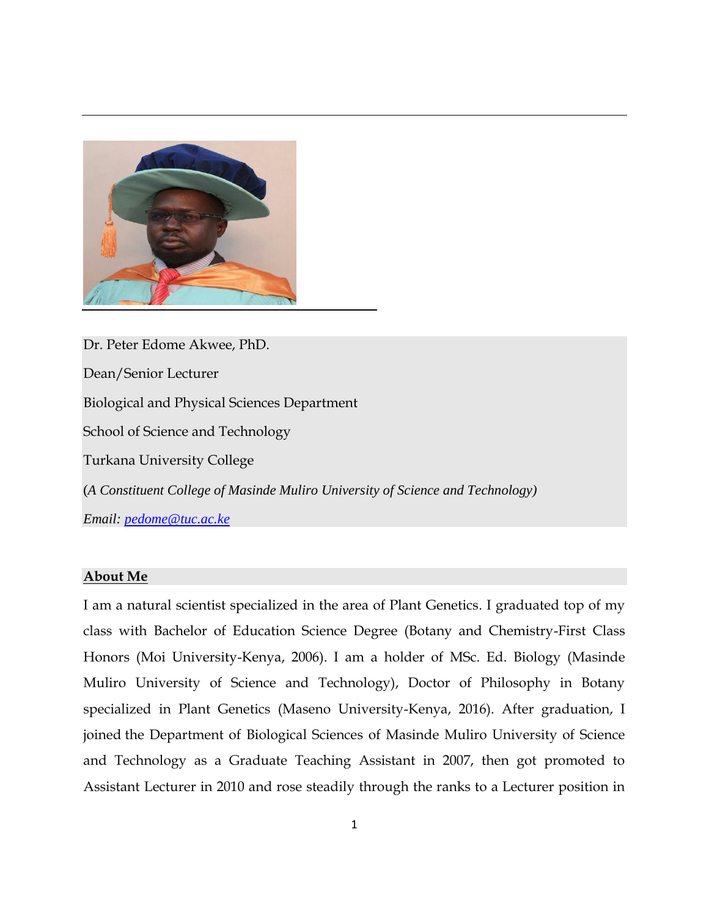Dr. Peter Edome Akwee, PhD.

Dean/Senior Lecturer

Biological and Physical Sciences Department

School of Science and Technology

Turkana University College

(*A Constituent College of Masinde Muliro University of Science and Technology)*

*Email: pedome@tuc.ac.ke*

## About Me

I am a natural scientist specialized in the area of Plant Genetics. I graduated top of my class with Bachelor of Education Science Degree (Botany and Chemistry-First Class Honors (Moi University-Kenya, 2006). I am a holder of MSc. Ed. Biology (Masinde Muliro University of Science and Technology), Doctor of Philosophy in Botany specialized in Plant Genetics (Maseno University-Kenya, 2016). After graduation, I joined the Department of Biological Sciences of Masinde Muliro University of Science and Technology as a Graduate Teaching Assistant in 2007, then got promoted to Assistant Lecturer in 2010 and rose steadily through the ranks to a Lecturer position in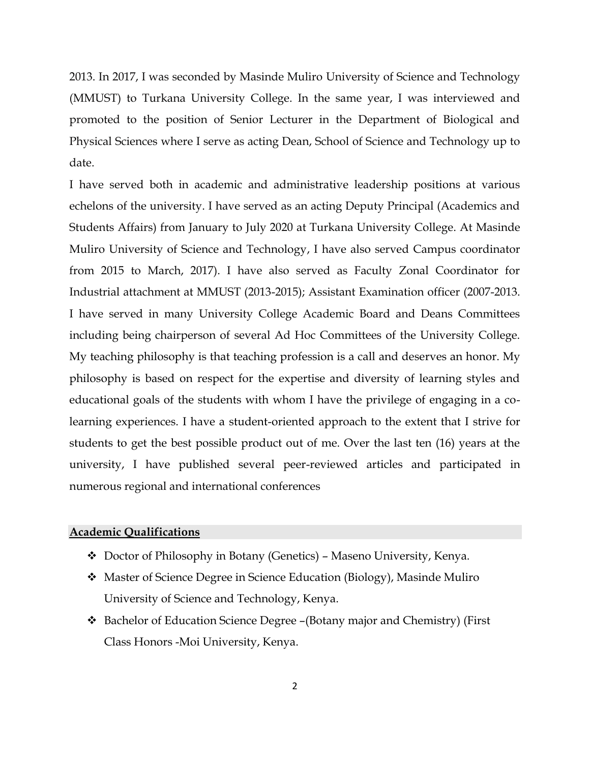2013. In 2017, I was seconded by Masinde Muliro University of Science and Technology (MMUST) to Turkana University College. In the same year, I was interviewed and promoted to the position of Senior Lecturer in the Department of Biological and Physical Sciences where I serve as acting Dean, School of Science and Technology up to date.

I have served both in academic and administrative leadership positions at various echelons of the university. I have served as an acting Deputy Principal (Academics and Students Affairs) from January to July 2020 at Turkana University College. At Masinde Muliro University of Science and Technology, I have also served Campus coordinator from 2015 to March, 2017). I have also served as Faculty Zonal Coordinator for Industrial attachment at MMUST (2013-2015); Assistant Examination officer (2007-2013. I have served in many University College Academic Board and Deans Committees including being chairperson of several Ad Hoc Committees of the University College. My teaching philosophy is that teaching profession is a call and deserves an honor. My philosophy is based on respect for the expertise and diversity of learning styles and educational goals of the students with whom I have the privilege of engaging in a co-learning experiences. I have a student-oriented approach to the extent that I strive for students to get the best possible product out of me. Over the last ten (16) years at the university, I have published several peer-reviewed articles and participated in numerous regional and international conferences

## Academic Qualifications

- Doctor of Philosophy in Botany (Genetics) – Maseno University, Kenya.
- Master of Science Degree in Science Education (Biology), Masinde Muliro University of Science and Technology, Kenya.
- Bachelor of Education Science Degree –(Botany major and Chemistry) (First Class Honors -Moi University, Kenya.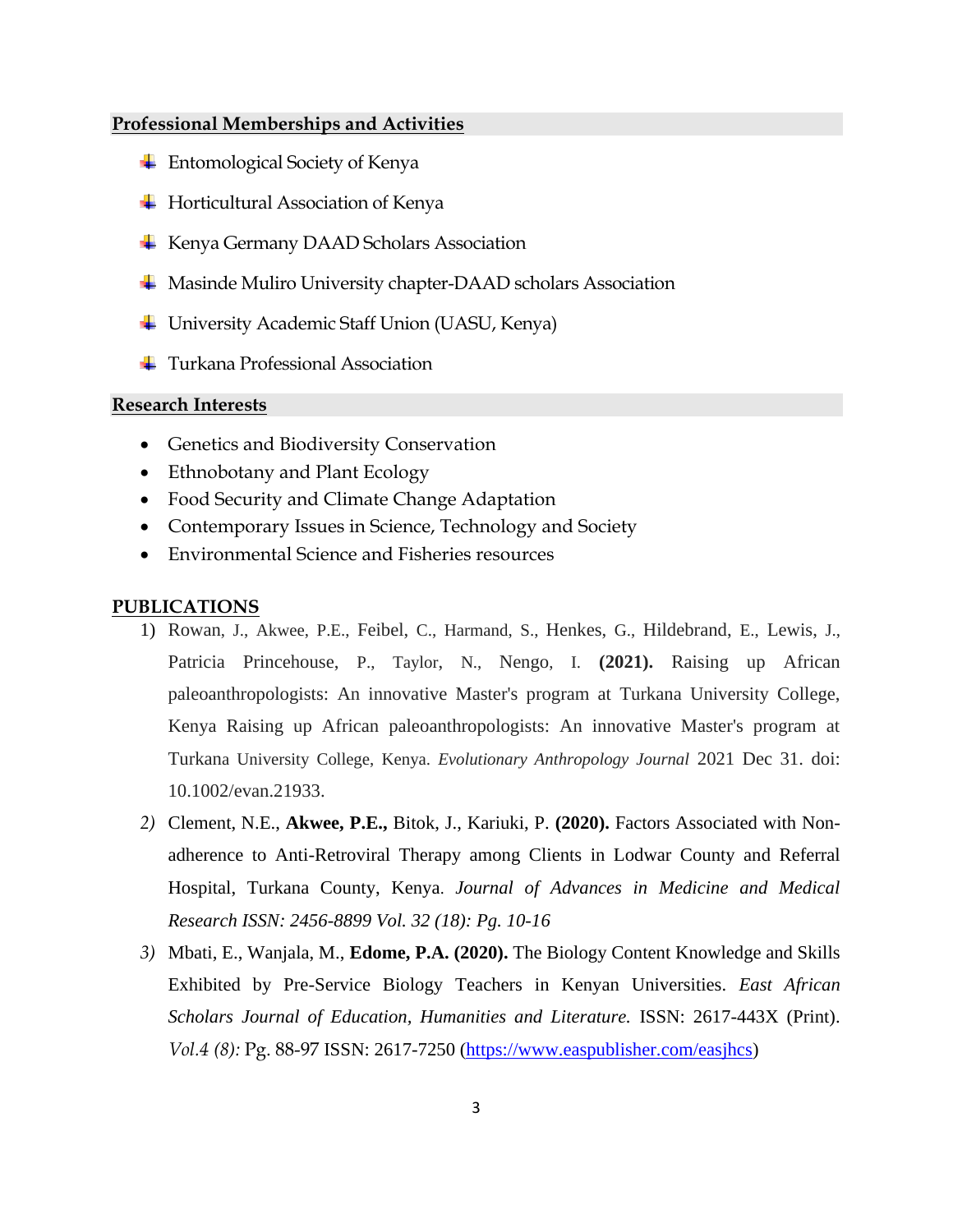## Professional Memberships and Activities

- Entomological Society of Kenya
- Horticultural Association of Kenya
- Kenya Germany DAAD Scholars Association
- Masinde Muliro University chapter-DAAD scholars Association
- University Academic Staff Union (UASU, Kenya)
- Turkana Professional Association

## Research Interests

- Genetics and Biodiversity Conservation
- Ethnobotany and Plant Ecology
- Food Security and Climate Change Adaptation
- Contemporary Issues in Science, Technology and Society
- Environmental Science and Fisheries resources

## PUBLICATIONS

1) Rowan, J., Akwee, P.E., Feibel, C., Harmand, S., Henkes, G., Hildebrand, E., Lewis, J., Patricia Princehouse, P., Taylor, N., Nengo, I. **(2021).** Raising up African paleoanthropologists: An innovative Master's program at Turkana University College, Kenya Raising up African paleoanthropologists: An innovative Master's program at Turkana University College, Kenya. *Evolutionary Anthropology Journal* 2021 Dec 31. doi: 10.1002/evan.21933.
2) Clement, N.E., **Akwee, P.E.,** Bitok, J., Kariuki, P. **(2020).** Factors Associated with Non-adherence to Anti-Retroviral Therapy among Clients in Lodwar County and Referral Hospital, Turkana County, Kenya. *Journal of Advances in Medicine and Medical Research ISSN: 2456-8899 Vol. 32 (18): Pg. 10-16*
3) Mbati, E., Wanjala, M., **Edome, P.A. (2020).** The Biology Content Knowledge and Skills Exhibited by Pre-Service Biology Teachers in Kenyan Universities. *East African Scholars Journal of Education, Humanities and Literature.* ISSN: 2617-443X (Print). *Vol.4 (8):* Pg. 88-97 ISSN: 2617-7250 (https://www.easpublisher.com/easjhcs)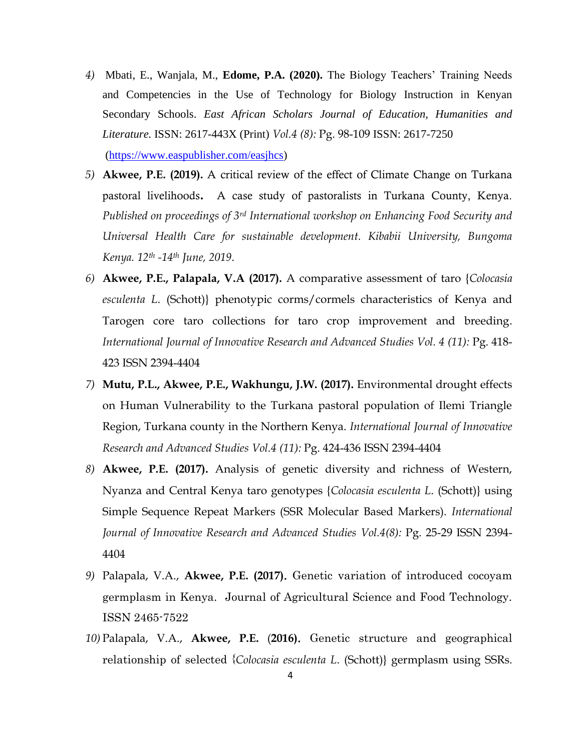4) Mbati, E., Wanjala, M., **Edome, P.A. (2020).** The Biology Teachers' Training Needs and Competencies in the Use of Technology for Biology Instruction in Kenyan Secondary Schools. *East African Scholars Journal of Education, Humanities and Literature.* ISSN: 2617-443X (Print) *Vol.4 (8):* Pg. 98-109 ISSN: 2617-7250 (https://www.easpublisher.com/easjhcs)

5) **Akwee, P.E. (2019).** A critical review of the effect of Climate Change on Turkana pastoral livelihoods**.** A case study of pastoralists in Turkana County, Kenya. *Published on proceedings of 3rd International workshop on Enhancing Food Security and Universal Health Care for sustainable development. Kibabii University, Bungoma Kenya. 12th -14th June, 2019*.

6) **Akwee, P.E., Palapala, V.A (2017).** A comparative assessment of taro {*Colocasia esculenta L.* (Schott)} phenotypic corms/cormels characteristics of Kenya and Tarogen core taro collections for taro crop improvement and breeding. *International Journal of Innovative Research and Advanced Studies Vol. 4 (11):* Pg. 418-423 ISSN 2394-4404

7) **Mutu, P.L., Akwee, P.E., Wakhungu, J.W. (2017).** Environmental drought effects on Human Vulnerability to the Turkana pastoral population of Ilemi Triangle Region, Turkana county in the Northern Kenya. *International Journal of Innovative Research and Advanced Studies Vol.4 (11):* Pg. 424-436 ISSN 2394-4404

8) **Akwee, P.E. (2017).** Analysis of genetic diversity and richness of Western, Nyanza and Central Kenya taro genotypes {*Colocasia esculenta L.* (Schott)} using Simple Sequence Repeat Markers (SSR Molecular Based Markers). *International Journal of Innovative Research and Advanced Studies Vol.4(8):* Pg. 25-29 ISSN 2394-4404

9) Palapala, V.A., **Akwee, P.E. (2017).** Genetic variation of introduced cocoyam germplasm in Kenya. Journal of Agricultural Science and Food Technology. ISSN 2465-7522

10) Palapala, V.A., **Akwee, P.E.** (**2016**). Genetic structure and geographical relationship of selected {*Colocasia esculenta L.* (Schott)} germplasm using SSRs.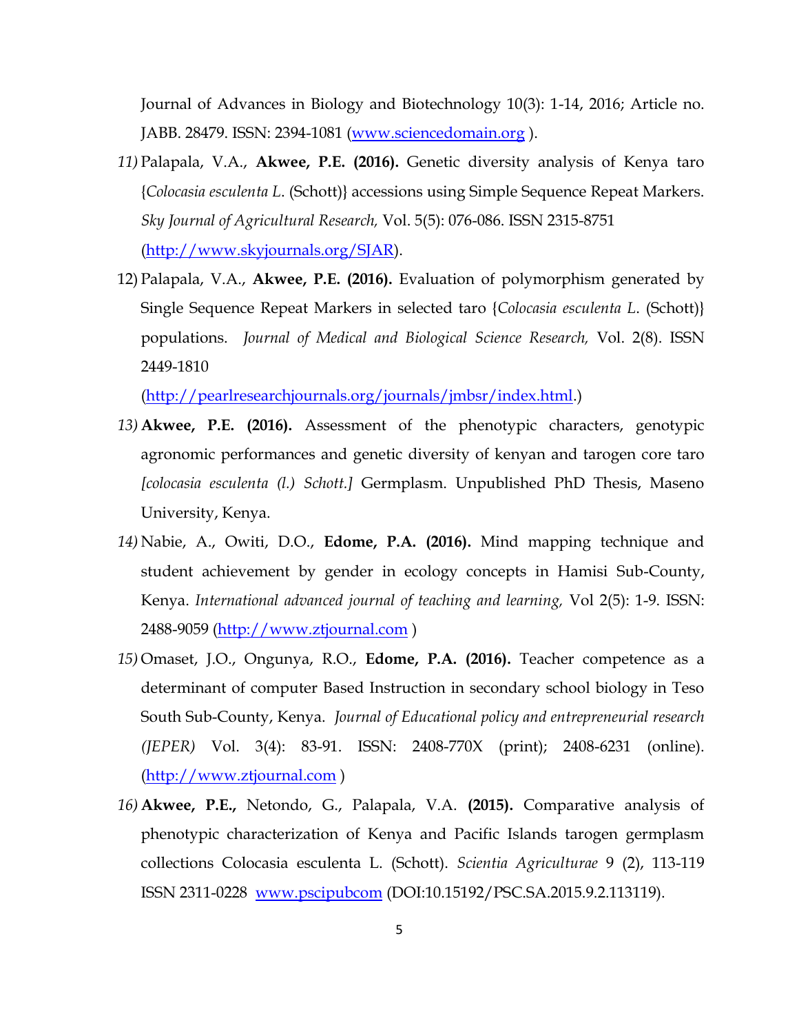Journal of Advances in Biology and Biotechnology 10(3): 1-14, 2016; Article no. JABB. 28479. ISSN: 2394-1081 (www.sciencedomain.org ).

*11)* Palapala, V.A., **Akwee, P.E. (2016).** Genetic diversity analysis of Kenya taro {*Colocasia esculenta L*. (Schott)} accessions using Simple Sequence Repeat Markers. *Sky Journal of Agricultural Research,* Vol. 5(5): 076-086. ISSN 2315-8751 (http://www.skyjournals.org/SJAR).

12) Palapala, V.A., **Akwee, P.E. (2016).** Evaluation of polymorphism generated by Single Sequence Repeat Markers in selected taro {*Colocasia esculenta L*. (Schott)} populations. *Journal of Medical and Biological Science Research,* Vol. 2(8). ISSN 2449-1810 (http://pearlresearchjournals.org/journals/jmbsr/index.html.)

*13)* **Akwee, P.E. (2016).** Assessment of the phenotypic characters, genotypic agronomic performances and genetic diversity of kenyan and tarogen core taro *[colocasia esculenta (l.) Schott.]* Germplasm. Unpublished PhD Thesis, Maseno University, Kenya.

*14)* Nabie, A., Owiti, D.O., **Edome, P.A. (2016).** Mind mapping technique and student achievement by gender in ecology concepts in Hamisi Sub-County, Kenya. *International advanced journal of teaching and learning,* Vol 2(5): 1-9. ISSN: 2488-9059 (http://www.ztjournal.com )

*15)* Omaset, J.O., Ongunya, R.O., **Edome, P.A. (2016).** Teacher competence as a determinant of computer Based Instruction in secondary school biology in Teso South Sub-County, Kenya. *Journal of Educational policy and entrepreneurial research (JEPER)* Vol. 3(4): 83-91. ISSN: 2408-770X (print); 2408-6231 (online). (http://www.ztjournal.com )

*16)* **Akwee, P.E.,** Netondo, G., Palapala, V.A. **(2015).** Comparative analysis of phenotypic characterization of Kenya and Pacific Islands tarogen germplasm collections Colocasia esculenta L. (Schott). *Scientia Agriculturae* 9 (2), 113-119 ISSN 2311-0228 www.pscipubcom (DOI:10.15192/PSC.SA.2015.9.2.113119).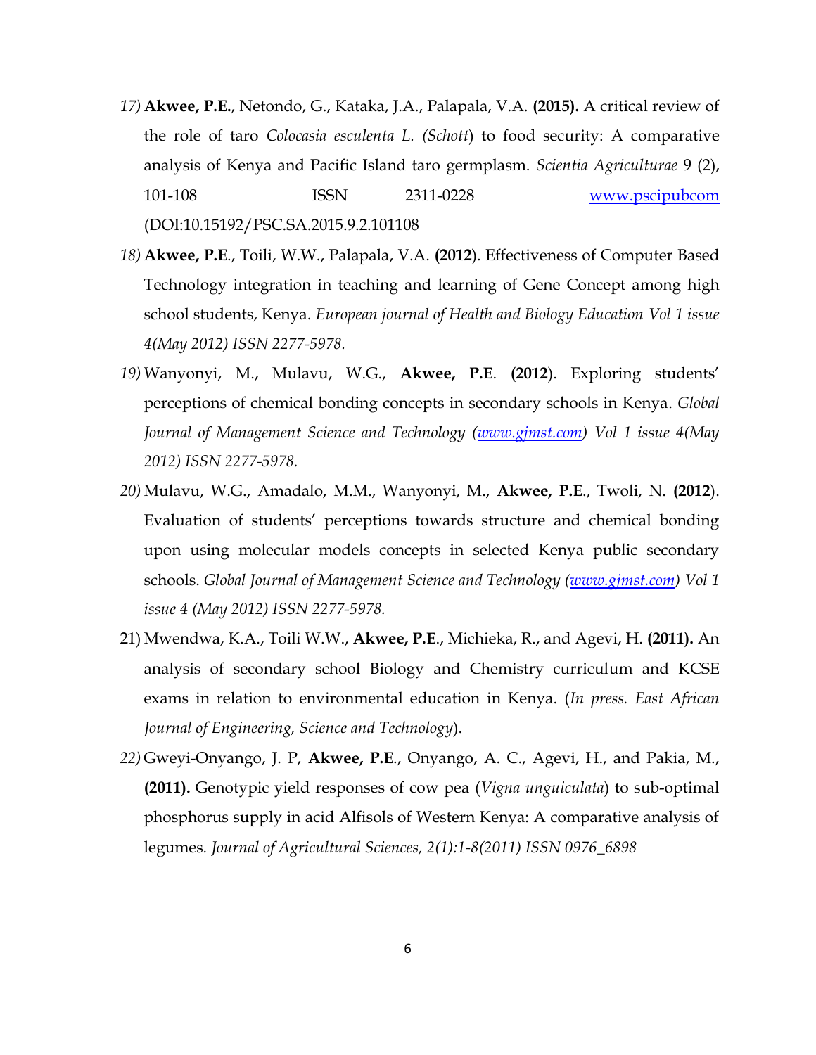17) **Akwee, P.E.**, Netondo, G., Kataka, J.A., Palapala, V.A. **(2015).** A critical review of the role of taro *Colocasia esculenta L. (Schott*) to food security: A comparative analysis of Kenya and Pacific Island taro germplasm. *Scientia Agriculturae* 9 (2), 101-108 ISSN 2311-0228 www.pscipubcom (DOI:10.15192/PSC.SA.2015.9.2.101108)

18) **Akwee, P.E**., Toili, W.W., Palapala, V.A. **(2012**). Effectiveness of Computer Based Technology integration in teaching and learning of Gene Concept among high school students, Kenya. *European journal of Health and Biology Education Vol 1 issue 4(May 2012) ISSN 2277-5978.*

19) Wanyonyi, M., Mulavu, W.G., **Akwee, P.E**. **(2012**). Exploring students' perceptions of chemical bonding concepts in secondary schools in Kenya. *Global Journal of Management Science and Technology (www.gjmst.com) Vol 1 issue 4(May 2012) ISSN 2277-5978.*

20) Mulavu, W.G., Amadalo, M.M., Wanyonyi, M., **Akwee, P.E**., Twoli, N. **(2012**). Evaluation of students' perceptions towards structure and chemical bonding upon using molecular models concepts in selected Kenya public secondary schools. *Global Journal of Management Science and Technology (www.gjmst.com) Vol 1 issue 4 (May 2012) ISSN 2277-5978.*

21) Mwendwa, K.A., Toili W.W., **Akwee, P.E**., Michieka, R., and Agevi, H. **(2011).** An analysis of secondary school Biology and Chemistry curriculum and KCSE exams in relation to environmental education in Kenya. (*In press. East African Journal of Engineering, Science and Technology*).

22) Gweyi-Onyango, J. P, **Akwee, P.E**., Onyango, A. C., Agevi, H., and Pakia, M., **(2011).** Genotypic yield responses of cow pea (*Vigna unguiculata*) to sub-optimal phosphorus supply in acid Alfisols of Western Kenya: A comparative analysis of legumes. *Journal of Agricultural Sciences, 2(1):1-8(2011) ISSN 0976_6898*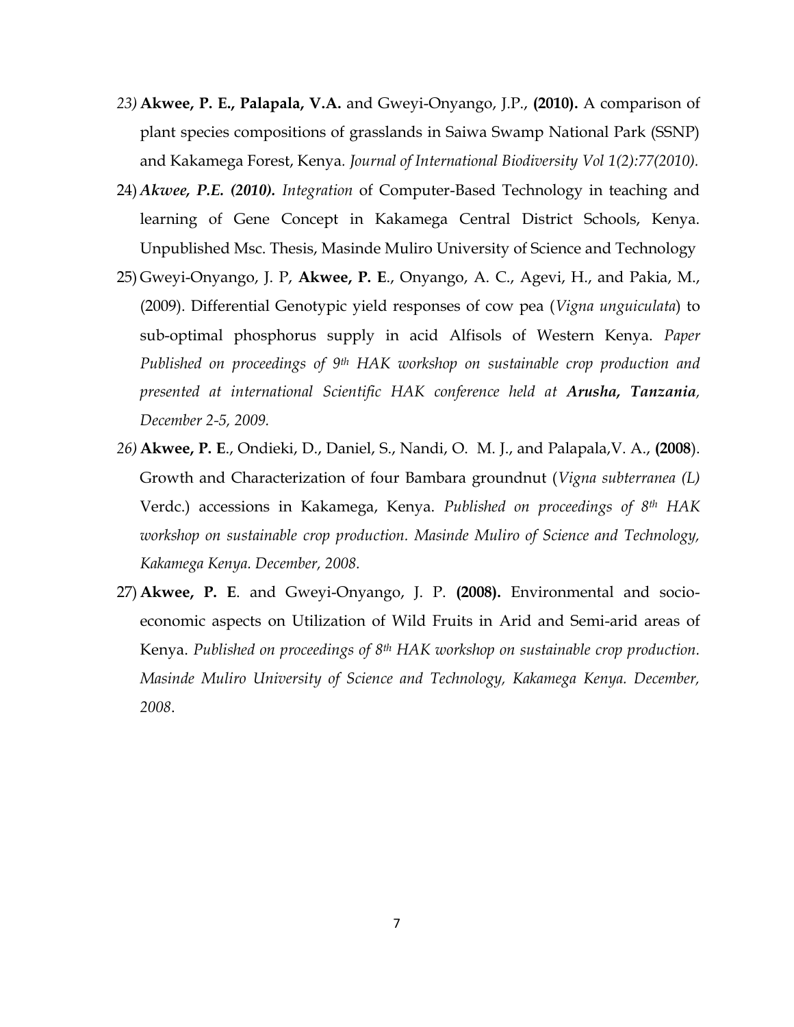*23)* **Akwee, P. E., Palapala, V.A.** and Gweyi-Onyango, J.P., **(2010).** A comparison of plant species compositions of grasslands in Saiwa Swamp National Park (SSNP) and Kakamega Forest, Kenya. *Journal of International Biodiversity Vol 1(2):77(2010).*

24) ***Akwee, P.E. (2010).*** *Integration* of Computer-Based Technology in teaching and learning of Gene Concept in Kakamega Central District Schools, Kenya. Unpublished Msc. Thesis, Masinde Muliro University of Science and Technology

25) Gweyi-Onyango, J. P, **Akwee, P. E**., Onyango, A. C., Agevi, H., and Pakia, M., (2009). Differential Genotypic yield responses of cow pea (*Vigna unguiculata*) to sub-optimal phosphorus supply in acid Alfisols of Western Kenya. *Paper Published on proceedings of 9th HAK workshop on sustainable crop production and presented at international Scientific HAK conference held at* ***Arusha, Tanzania****, December 2-5, 2009.*

*26)* **Akwee, P. E**., Ondieki, D., Daniel, S., Nandi, O. M. J., and Palapala,V. A., **(2008**). Growth and Characterization of four Bambara groundnut (*Vigna subterranea (L)* Verdc.) accessions in Kakamega, Kenya. *Published on proceedings of 8th HAK workshop on sustainable crop production. Masinde Muliro of Science and Technology, Kakamega Kenya. December, 2008.*

27) **Akwee, P. E**. and Gweyi-Onyango, J. P. **(2008).** Environmental and socio-economic aspects on Utilization of Wild Fruits in Arid and Semi-arid areas of Kenya. *Published on proceedings of 8th HAK workshop on sustainable crop production. Masinde Muliro University of Science and Technology, Kakamega Kenya. December, 2008*.